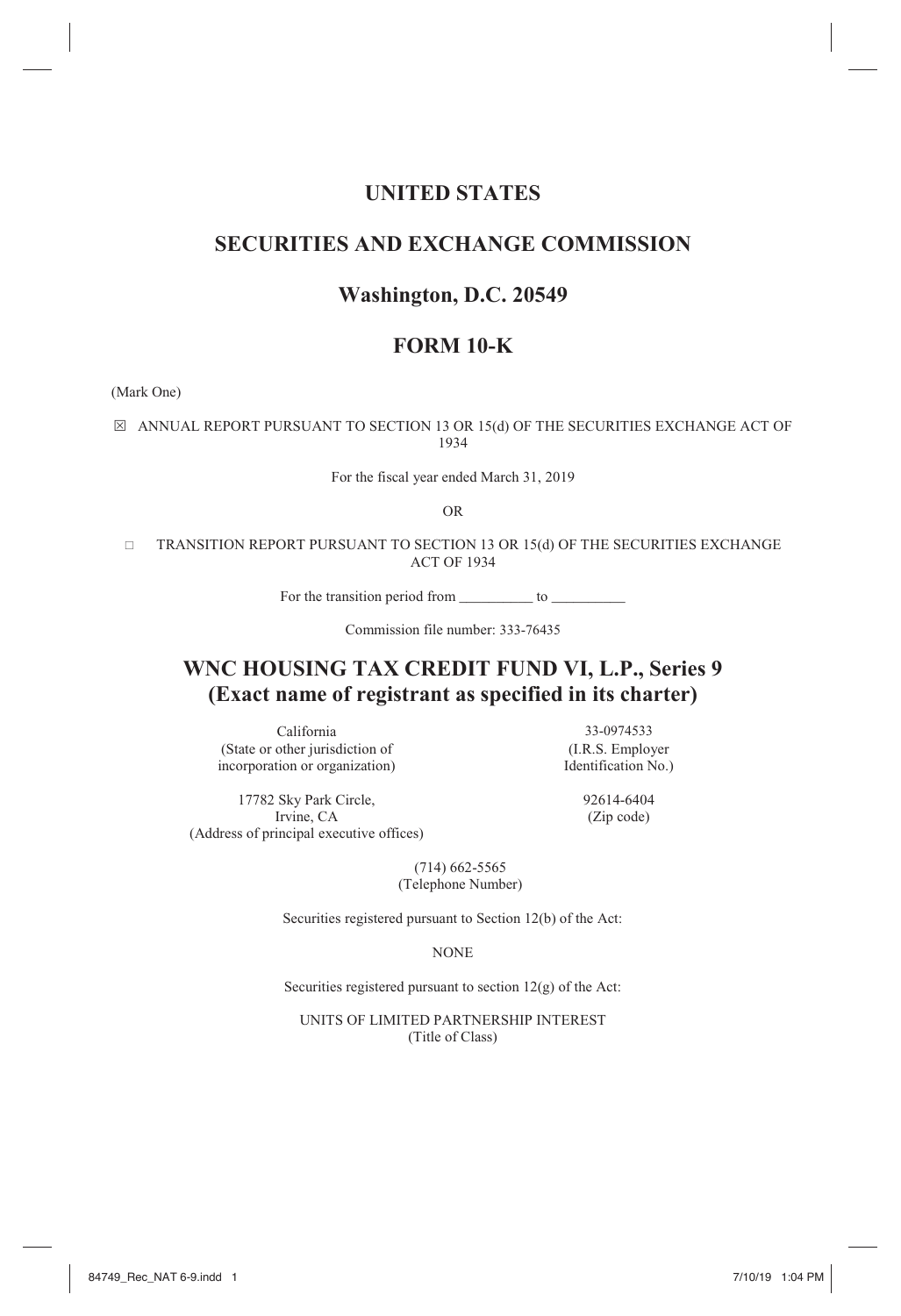# UNITED STATES

# SECURITIES AND EXCHANGE COMMISSION

# Washington, D.C. 20549

# FORM 10-K

(Mark One)

☒ ANNUAL REPORT PURSUANT TO SECTION 13 OR 15(d) OF THE SECURITIES EXCHANGE ACT OF 1934

For the fiscal year ended March 31, 2019

OR

☐ TRANSITION REPORT PURSUANT TO SECTION 13 OR 15(d) OF THE SECURITIES EXCHANGE ACT OF 1934

For the transition period from __________ to __________

Commission file number: 333-76435

## WNC HOUSING TAX CREDIT FUND VI, L.P., Series 9
## (Exact name of registrant as specified in its charter)

| | |
|---|---|
| California<br>(State or other jurisdiction of incorporation or organization) | 33-0974533<br>(I.R.S. Employer Identification No.) |
| 17782 Sky Park Circle,<br>Irvine, CA<br>(Address of principal executive offices) | 92614-6404<br>(Zip code) |

(714) 662-5565
(Telephone Number)

Securities registered pursuant to Section 12(b) of the Act:

NONE

Securities registered pursuant to section 12(g) of the Act:

UNITS OF LIMITED PARTNERSHIP INTEREST
(Title of Class)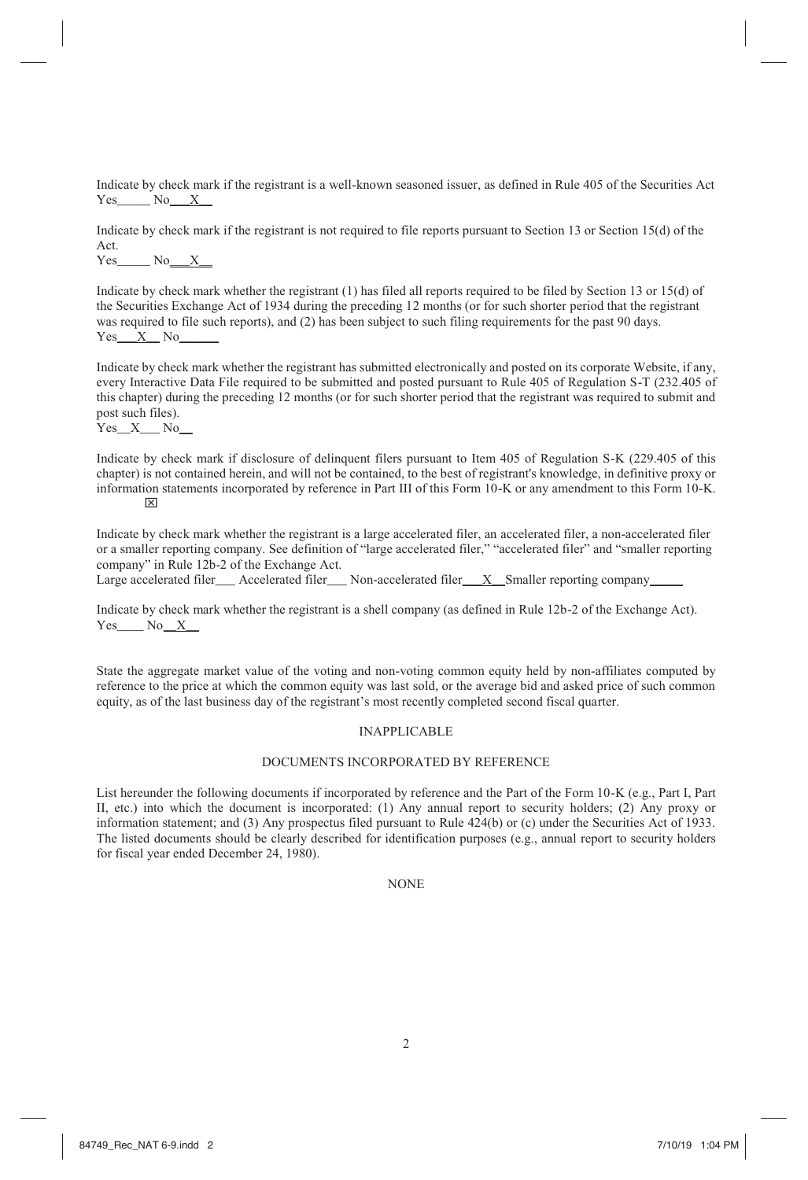Indicate by check mark if the registrant is a well-known seasoned issuer, as defined in Rule 405 of the Securities Act
Yes_____ No___X__

Indicate by check mark if the registrant is not required to file reports pursuant to Section 13 or Section 15(d) of the Act.
Yes_____ No___X__

Indicate by check mark whether the registrant (1) has filed all reports required to be filed by Section 13 or 15(d) of the Securities Exchange Act of 1934 during the preceding 12 months (or for such shorter period that the registrant was required to file such reports), and (2) has been subject to such filing requirements for the past 90 days.
Yes___X__ No______

Indicate by check mark whether the registrant has submitted electronically and posted on its corporate Website, if any, every Interactive Data File required to be submitted and posted pursuant to Rule 405 of Regulation S-T (232.405 of this chapter) during the preceding 12 months (or for such shorter period that the registrant was required to submit and post such files).
Yes__X___ No__

Indicate by check mark if disclosure of delinquent filers pursuant to Item 405 of Regulation S-K (229.405 of this chapter) is not contained herein, and will not be contained, to the best of registrant's knowledge, in definitive proxy or information statements incorporated by reference in Part III of this Form 10-K or any amendment to this Form 10-K.
☒

Indicate by check mark whether the registrant is a large accelerated filer, an accelerated filer, a non-accelerated filer or a smaller reporting company. See definition of "large accelerated filer," "accelerated filer" and "smaller reporting company" in Rule 12b-2 of the Exchange Act.
Large accelerated filer___ Accelerated filer___ Non-accelerated filer___X__Smaller reporting company_____

Indicate by check mark whether the registrant is a shell company (as defined in Rule 12b-2 of the Exchange Act).
Yes____ No__X__

State the aggregate market value of the voting and non-voting common equity held by non-affiliates computed by reference to the price at which the common equity was last sold, or the average bid and asked price of such common equity, as of the last business day of the registrant's most recently completed second fiscal quarter.

INAPPLICABLE

DOCUMENTS INCORPORATED BY REFERENCE

List hereunder the following documents if incorporated by reference and the Part of the Form 10-K (e.g., Part I, Part II, etc.) into which the document is incorporated: (1) Any annual report to security holders; (2) Any proxy or information statement; and (3) Any prospectus filed pursuant to Rule 424(b) or (c) under the Securities Act of 1933. The listed documents should be clearly described for identification purposes (e.g., annual report to security holders for fiscal year ended December 24, 1980).

NONE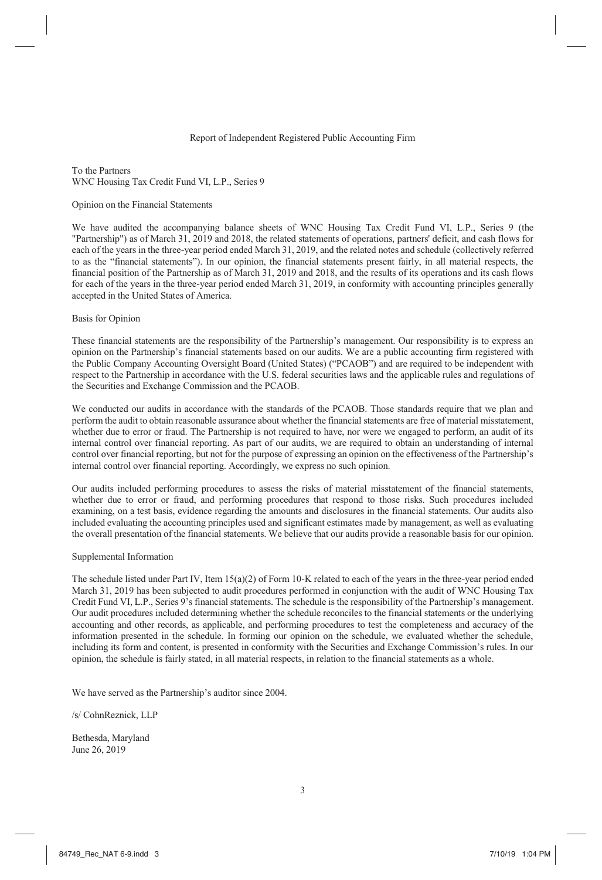# Report of Independent Registered Public Accounting Firm

To the Partners
WNC Housing Tax Credit Fund VI, L.P., Series 9

## Opinion on the Financial Statements

We have audited the accompanying balance sheets of WNC Housing Tax Credit Fund VI, L.P., Series 9 (the "Partnership") as of March 31, 2019 and 2018, the related statements of operations, partners' deficit, and cash flows for each of the years in the three-year period ended March 31, 2019, and the related notes and schedule (collectively referred to as the "financial statements"). In our opinion, the financial statements present fairly, in all material respects, the financial position of the Partnership as of March 31, 2019 and 2018, and the results of its operations and its cash flows for each of the years in the three-year period ended March 31, 2019, in conformity with accounting principles generally accepted in the United States of America.

## Basis for Opinion

These financial statements are the responsibility of the Partnership's management. Our responsibility is to express an opinion on the Partnership's financial statements based on our audits. We are a public accounting firm registered with the Public Company Accounting Oversight Board (United States) ("PCAOB") and are required to be independent with respect to the Partnership in accordance with the U.S. federal securities laws and the applicable rules and regulations of the Securities and Exchange Commission and the PCAOB.

We conducted our audits in accordance with the standards of the PCAOB. Those standards require that we plan and perform the audit to obtain reasonable assurance about whether the financial statements are free of material misstatement, whether due to error or fraud. The Partnership is not required to have, nor were we engaged to perform, an audit of its internal control over financial reporting. As part of our audits, we are required to obtain an understanding of internal control over financial reporting, but not for the purpose of expressing an opinion on the effectiveness of the Partnership's internal control over financial reporting. Accordingly, we express no such opinion.

Our audits included performing procedures to assess the risks of material misstatement of the financial statements, whether due to error or fraud, and performing procedures that respond to those risks. Such procedures included examining, on a test basis, evidence regarding the amounts and disclosures in the financial statements. Our audits also included evaluating the accounting principles used and significant estimates made by management, as well as evaluating the overall presentation of the financial statements. We believe that our audits provide a reasonable basis for our opinion.

## Supplemental Information

The schedule listed under Part IV, Item 15(a)(2) of Form 10-K related to each of the years in the three-year period ended March 31, 2019 has been subjected to audit procedures performed in conjunction with the audit of WNC Housing Tax Credit Fund VI, L.P., Series 9's financial statements. The schedule is the responsibility of the Partnership's management. Our audit procedures included determining whether the schedule reconciles to the financial statements or the underlying accounting and other records, as applicable, and performing procedures to test the completeness and accuracy of the information presented in the schedule. In forming our opinion on the schedule, we evaluated whether the schedule, including its form and content, is presented in conformity with the Securities and Exchange Commission's rules. In our opinion, the schedule is fairly stated, in all material respects, in relation to the financial statements as a whole.

We have served as the Partnership's auditor since 2004.

/s/ CohnReznick, LLP

Bethesda, Maryland
June 26, 2019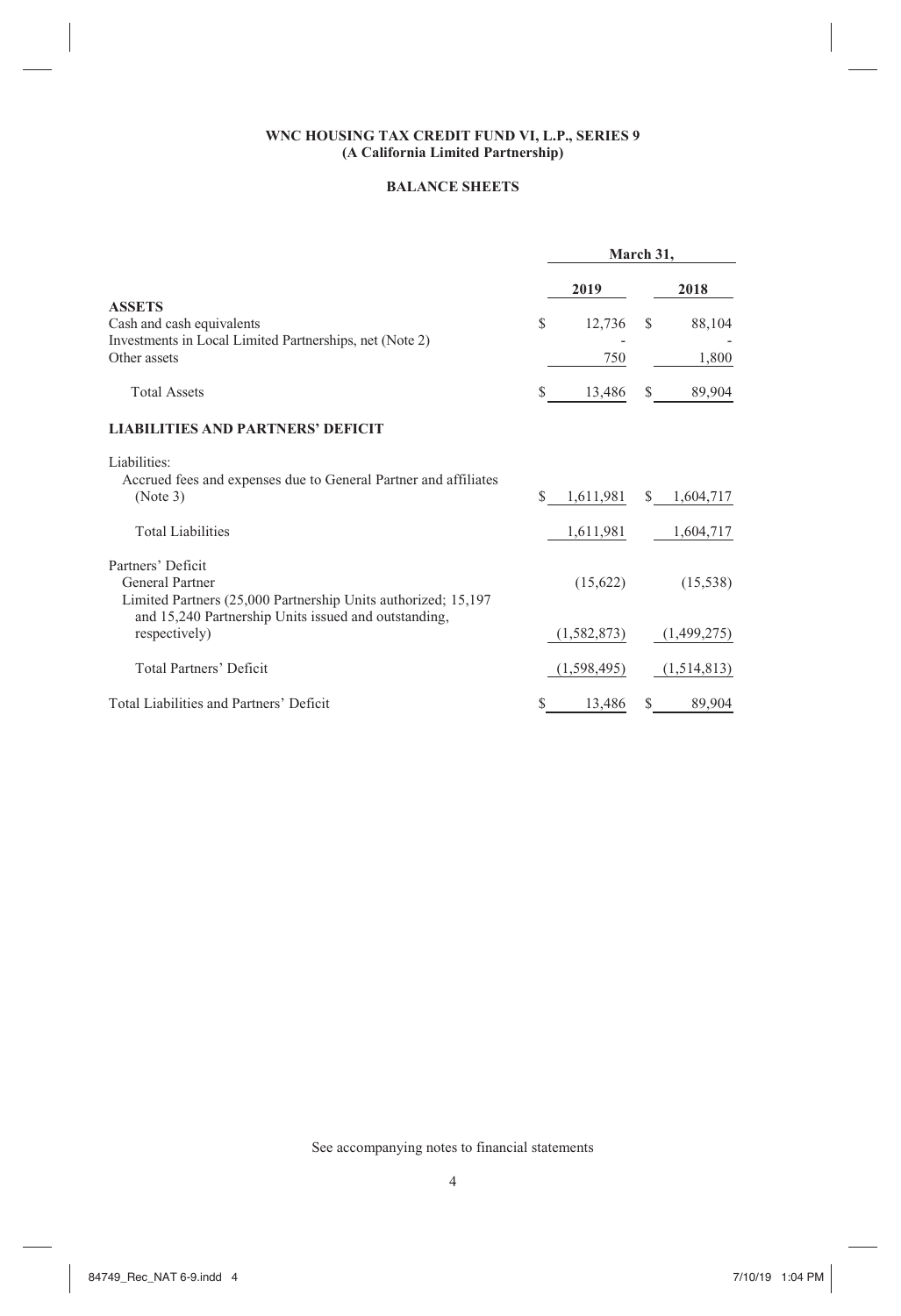**WNC HOUSING TAX CREDIT FUND VI, L.P., SERIES 9**
**(A California Limited Partnership)**

**BALANCE SHEETS**

| | March 31, 2019 | March 31, 2018 |
|---|---|---|
| **ASSETS** | | |
| Cash and cash equivalents | $ 12,736 | $ 88,104 |
| Investments in Local Limited Partnerships, net (Note 2) | - | - |
| Other assets | 750 | 1,800 |
| Total Assets | $ 13,486 | $ 89,904 |
| **LIABILITIES AND PARTNERS' DEFICIT** | | |
| Liabilities: | | |
| Accrued fees and expenses due to General Partner and affiliates (Note 3) | $ 1,611,981 | $ 1,604,717 |
| Total Liabilities | 1,611,981 | 1,604,717 |
| Partners' Deficit | | |
| General Partner | (15,622) | (15,538) |
| Limited Partners (25,000 Partnership Units authorized; 15,197 and 15,240 Partnership Units issued and outstanding, respectively) | (1,582,873) | (1,499,275) |
| Total Partners' Deficit | (1,598,495) | (1,514,813) |
| Total Liabilities and Partners' Deficit | $ 13,486 | $ 89,904 |

See accompanying notes to financial statements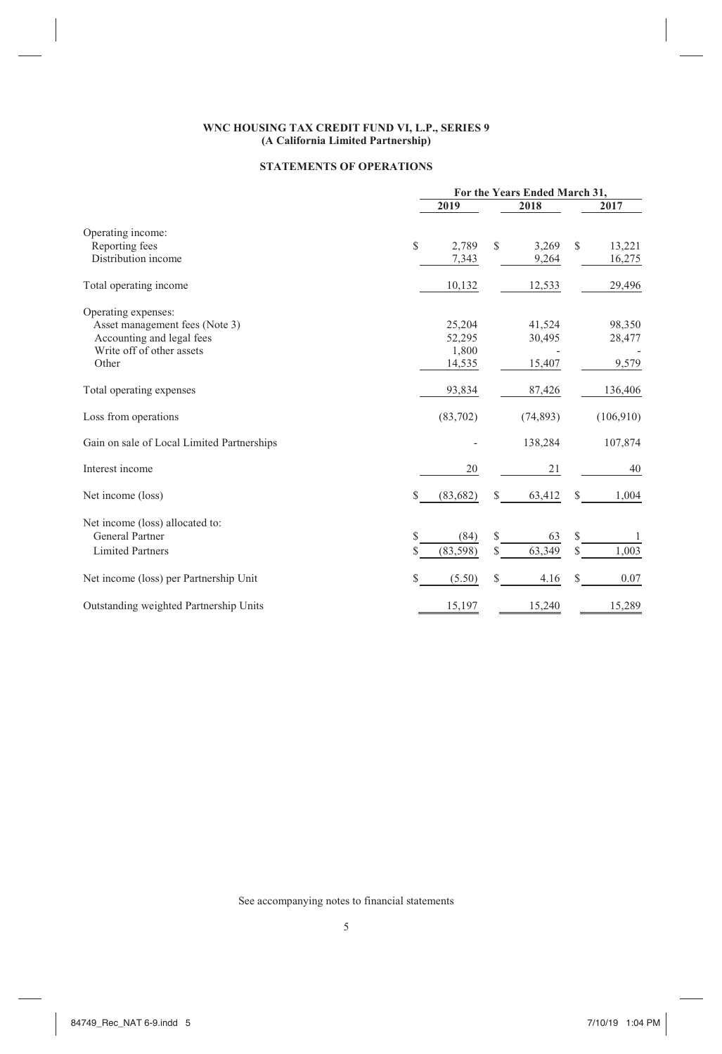**WNC HOUSING TAX CREDIT FUND VI, L.P., SERIES 9**
**(A California Limited Partnership)**

**STATEMENTS OF OPERATIONS**

| | For the Years Ended March 31, | | |
|---|---|---|---|
| | 2019 | 2018 | 2017 |
| Operating income: | | | |
| Reporting fees | $ 2,789 | $ 3,269 | $ 13,221 |
| Distribution income | 7,343 | 9,264 | 16,275 |
| Total operating income | 10,132 | 12,533 | 29,496 |
| Operating expenses: | | | |
| Asset management fees (Note 3) | 25,204 | 41,524 | 98,350 |
| Accounting and legal fees | 52,295 | 30,495 | 28,477 |
| Write off of other assets | 1,800 | - | - |
| Other | 14,535 | 15,407 | 9,579 |
| Total operating expenses | 93,834 | 87,426 | 136,406 |
| Loss from operations | (83,702) | (74,893) | (106,910) |
| Gain on sale of Local Limited Partnerships | - | 138,284 | 107,874 |
| Interest income | 20 | 21 | 40 |
| Net income (loss) | $ (83,682) | $ 63,412 | $ 1,004 |
| Net income (loss) allocated to: | | | |
| General Partner | $ (84) | $ 63 | $ 1 |
| Limited Partners | $ (83,598) | $ 63,349 | $ 1,003 |
| Net income (loss) per Partnership Unit | $ (5.50) | $ 4.16 | $ 0.07 |
| Outstanding weighted Partnership Units | 15,197 | 15,240 | 15,289 |

See accompanying notes to financial statements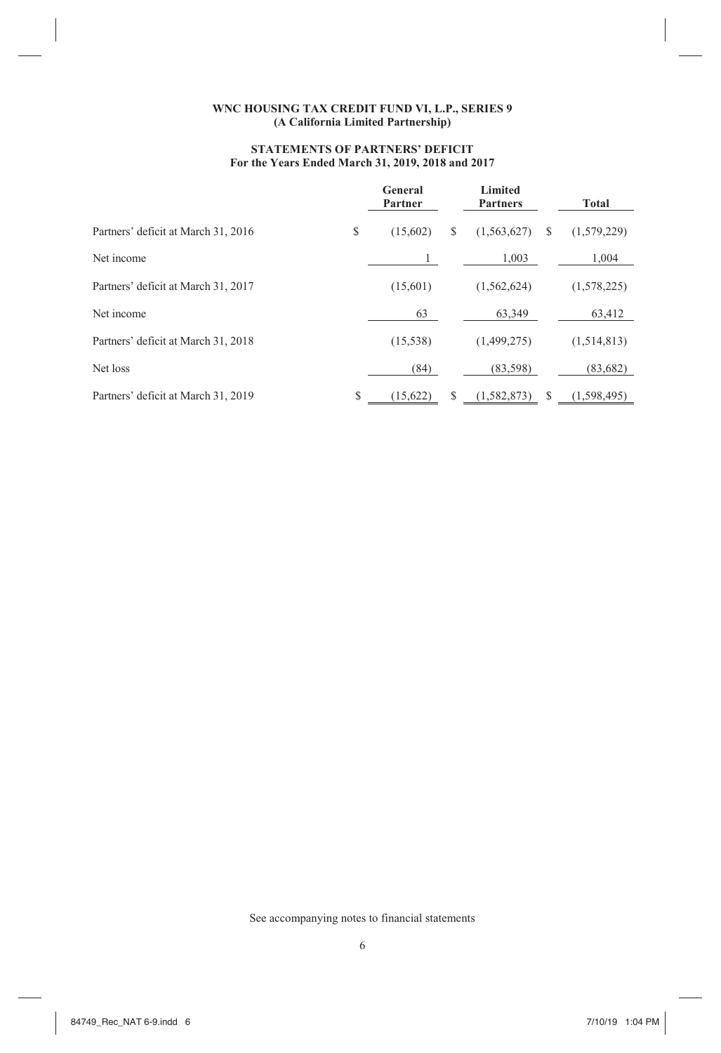**WNC HOUSING TAX CREDIT FUND VI, L.P., SERIES 9**
**(A California Limited Partnership)**

**STATEMENTS OF PARTNERS' DEFICIT**
**For the Years Ended March 31, 2019, 2018 and 2017**

| | General Partner | Limited Partners | Total |
|---|---|---|---|
| Partners' deficit at March 31, 2016 | $ (15,602) | $ (1,563,627) | $ (1,579,229) |
| Net income | 1 | 1,003 | 1,004 |
| Partners' deficit at March 31, 2017 | (15,601) | (1,562,624) | (1,578,225) |
| Net income | 63 | 63,349 | 63,412 |
| Partners' deficit at March 31, 2018 | (15,538) | (1,499,275) | (1,514,813) |
| Net loss | (84) | (83,598) | (83,682) |
| Partners' deficit at March 31, 2019 | $ (15,622) | $ (1,582,873) | $ (1,598,495) |

See accompanying notes to financial statements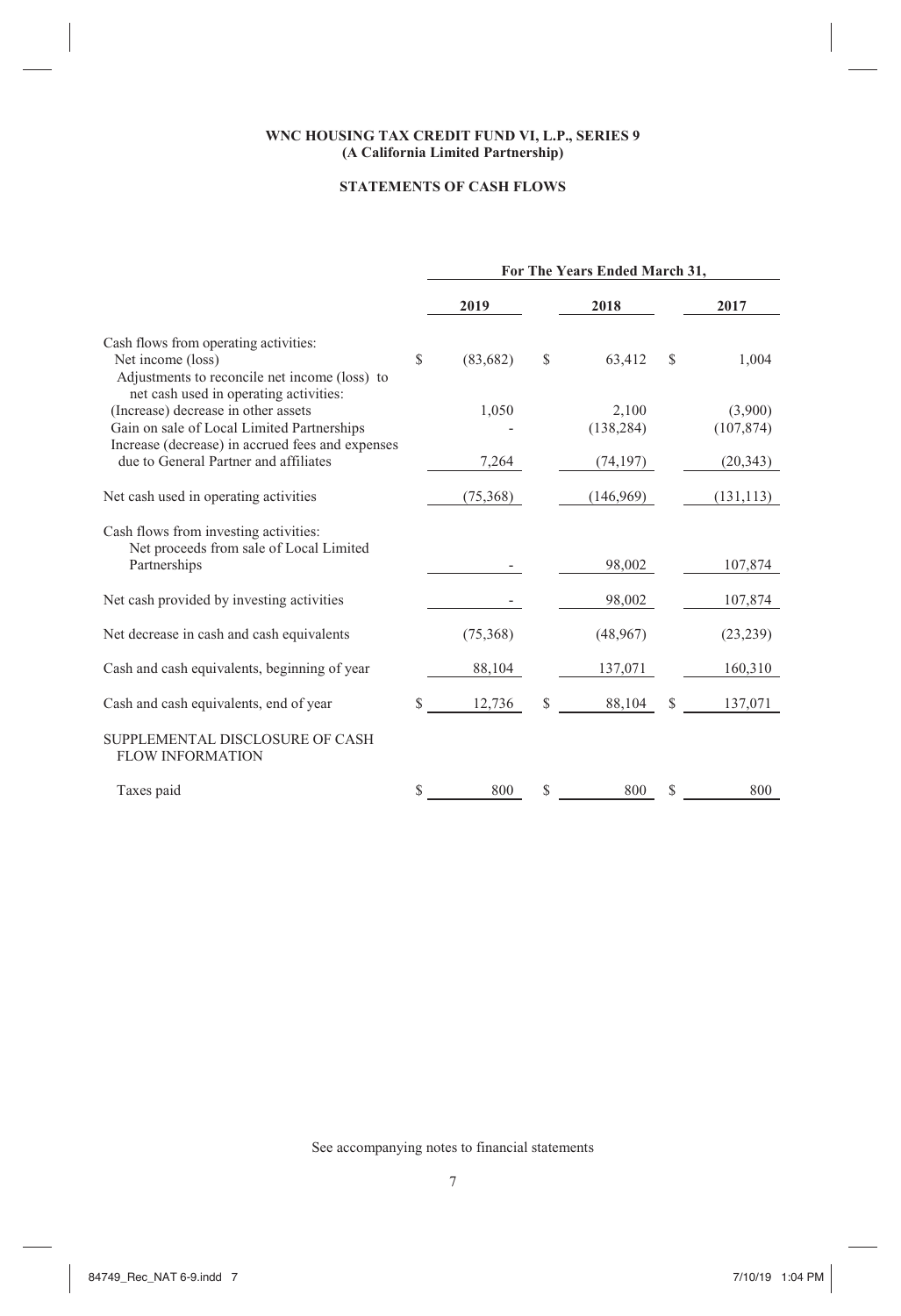**WNC HOUSING TAX CREDIT FUND VI, L.P., SERIES 9**
**(A California Limited Partnership)**

**STATEMENTS OF CASH FLOWS**

| | For The Years Ended March 31, | | |
|---|---|---|---|
| | **2019** | **2018** | **2017** |
| Cash flows from operating activities: | | | |
| Net income (loss) | $ (83,682) | $ 63,412 | $ 1,004 |
| Adjustments to reconcile net income (loss) to net cash used in operating activities: | | | |
| (Increase) decrease in other assets | 1,050 | 2,100 | (3,900) |
| Gain on sale of Local Limited Partnerships | - | (138,284) | (107,874) |
| Increase (decrease) in accrued fees and expenses due to General Partner and affiliates | 7,264 | (74,197) | (20,343) |
| Net cash used in operating activities | (75,368) | (146,969) | (131,113) |
| Cash flows from investing activities: | | | |
| Net proceeds from sale of Local Limited Partnerships | - | 98,002 | 107,874 |
| Net cash provided by investing activities | - | 98,002 | 107,874 |
| Net decrease in cash and cash equivalents | (75,368) | (48,967) | (23,239) |
| Cash and cash equivalents, beginning of year | 88,104 | 137,071 | 160,310 |
| Cash and cash equivalents, end of year | $ 12,736 | $ 88,104 | $ 137,071 |
| SUPPLEMENTAL DISCLOSURE OF CASH FLOW INFORMATION | | | |
| Taxes paid | $ 800 | $ 800 | $ 800 |

See accompanying notes to financial statements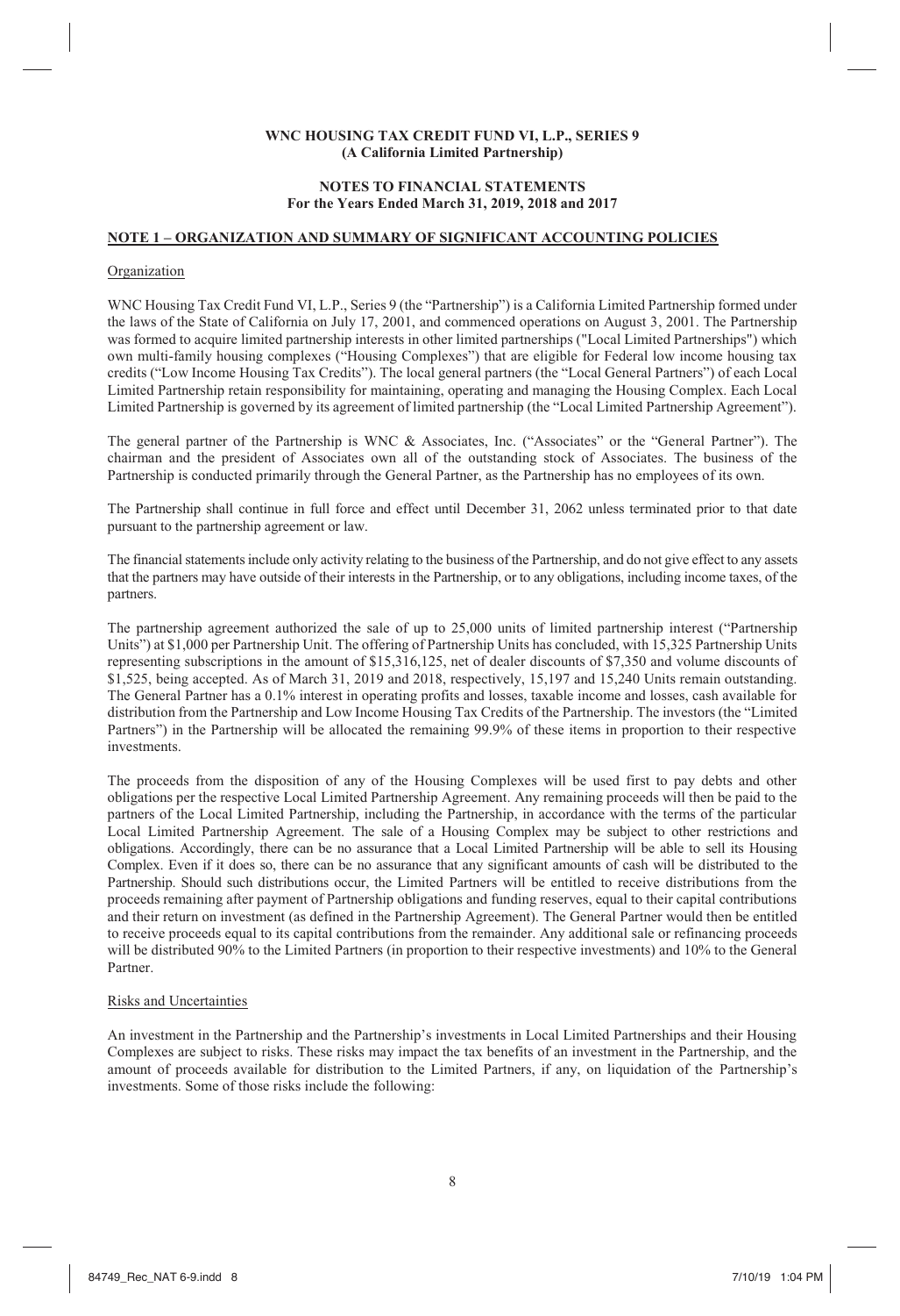**WNC HOUSING TAX CREDIT FUND VI, L.P., SERIES 9**
**(A California Limited Partnership)**

**NOTES TO FINANCIAL STATEMENTS**
**For the Years Ended March 31, 2019, 2018 and 2017**

## NOTE 1 – ORGANIZATION AND SUMMARY OF SIGNIFICANT ACCOUNTING POLICIES

### Organization

WNC Housing Tax Credit Fund VI, L.P., Series 9 (the "Partnership") is a California Limited Partnership formed under the laws of the State of California on July 17, 2001, and commenced operations on August 3, 2001. The Partnership was formed to acquire limited partnership interests in other limited partnerships ("Local Limited Partnerships") which own multi-family housing complexes ("Housing Complexes") that are eligible for Federal low income housing tax credits ("Low Income Housing Tax Credits"). The local general partners (the "Local General Partners") of each Local Limited Partnership retain responsibility for maintaining, operating and managing the Housing Complex. Each Local Limited Partnership is governed by its agreement of limited partnership (the "Local Limited Partnership Agreement").

The general partner of the Partnership is WNC & Associates, Inc. ("Associates" or the "General Partner"). The chairman and the president of Associates own all of the outstanding stock of Associates. The business of the Partnership is conducted primarily through the General Partner, as the Partnership has no employees of its own.

The Partnership shall continue in full force and effect until December 31, 2062 unless terminated prior to that date pursuant to the partnership agreement or law.

The financial statements include only activity relating to the business of the Partnership, and do not give effect to any assets that the partners may have outside of their interests in the Partnership, or to any obligations, including income taxes, of the partners.

The partnership agreement authorized the sale of up to 25,000 units of limited partnership interest ("Partnership Units") at $1,000 per Partnership Unit. The offering of Partnership Units has concluded, with 15,325 Partnership Units representing subscriptions in the amount of $15,316,125, net of dealer discounts of $7,350 and volume discounts of $1,525, being accepted. As of March 31, 2019 and 2018, respectively, 15,197 and 15,240 Units remain outstanding. The General Partner has a 0.1% interest in operating profits and losses, taxable income and losses, cash available for distribution from the Partnership and Low Income Housing Tax Credits of the Partnership. The investors (the "Limited Partners") in the Partnership will be allocated the remaining 99.9% of these items in proportion to their respective investments.

The proceeds from the disposition of any of the Housing Complexes will be used first to pay debts and other obligations per the respective Local Limited Partnership Agreement. Any remaining proceeds will then be paid to the partners of the Local Limited Partnership, including the Partnership, in accordance with the terms of the particular Local Limited Partnership Agreement. The sale of a Housing Complex may be subject to other restrictions and obligations. Accordingly, there can be no assurance that a Local Limited Partnership will be able to sell its Housing Complex. Even if it does so, there can be no assurance that any significant amounts of cash will be distributed to the Partnership. Should such distributions occur, the Limited Partners will be entitled to receive distributions from the proceeds remaining after payment of Partnership obligations and funding reserves, equal to their capital contributions and their return on investment (as defined in the Partnership Agreement). The General Partner would then be entitled to receive proceeds equal to its capital contributions from the remainder. Any additional sale or refinancing proceeds will be distributed 90% to the Limited Partners (in proportion to their respective investments) and 10% to the General Partner.

### Risks and Uncertainties

An investment in the Partnership and the Partnership's investments in Local Limited Partnerships and their Housing Complexes are subject to risks. These risks may impact the tax benefits of an investment in the Partnership, and the amount of proceeds available for distribution to the Limited Partners, if any, on liquidation of the Partnership's investments. Some of those risks include the following: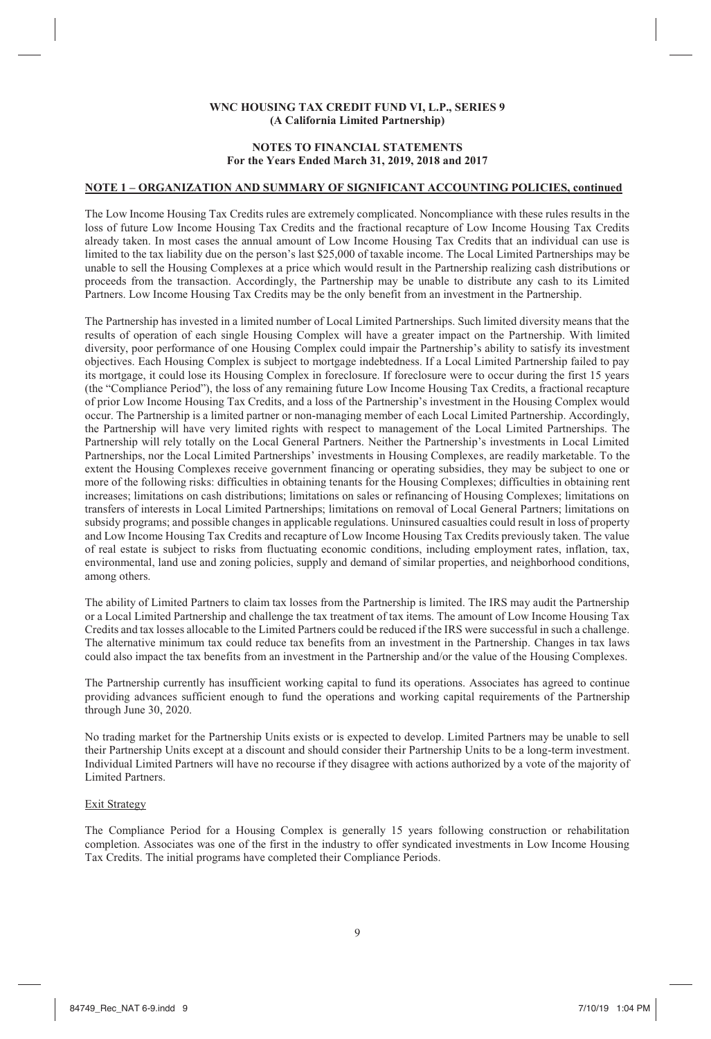**WNC HOUSING TAX CREDIT FUND VI, L.P., SERIES 9**
**(A California Limited Partnership)**

**NOTES TO FINANCIAL STATEMENTS**
**For the Years Ended March 31, 2019, 2018 and 2017**

**NOTE 1 – ORGANIZATION AND SUMMARY OF SIGNIFICANT ACCOUNTING POLICIES, continued**

The Low Income Housing Tax Credits rules are extremely complicated. Noncompliance with these rules results in the loss of future Low Income Housing Tax Credits and the fractional recapture of Low Income Housing Tax Credits already taken. In most cases the annual amount of Low Income Housing Tax Credits that an individual can use is limited to the tax liability due on the person's last $25,000 of taxable income. The Local Limited Partnerships may be unable to sell the Housing Complexes at a price which would result in the Partnership realizing cash distributions or proceeds from the transaction. Accordingly, the Partnership may be unable to distribute any cash to its Limited Partners. Low Income Housing Tax Credits may be the only benefit from an investment in the Partnership.

The Partnership has invested in a limited number of Local Limited Partnerships. Such limited diversity means that the results of operation of each single Housing Complex will have a greater impact on the Partnership. With limited diversity, poor performance of one Housing Complex could impair the Partnership's ability to satisfy its investment objectives. Each Housing Complex is subject to mortgage indebtedness. If a Local Limited Partnership failed to pay its mortgage, it could lose its Housing Complex in foreclosure. If foreclosure were to occur during the first 15 years (the "Compliance Period"), the loss of any remaining future Low Income Housing Tax Credits, a fractional recapture of prior Low Income Housing Tax Credits, and a loss of the Partnership's investment in the Housing Complex would occur. The Partnership is a limited partner or non-managing member of each Local Limited Partnership. Accordingly, the Partnership will have very limited rights with respect to management of the Local Limited Partnerships. The Partnership will rely totally on the Local General Partners. Neither the Partnership's investments in Local Limited Partnerships, nor the Local Limited Partnerships' investments in Housing Complexes, are readily marketable. To the extent the Housing Complexes receive government financing or operating subsidies, they may be subject to one or more of the following risks: difficulties in obtaining tenants for the Housing Complexes; difficulties in obtaining rent increases; limitations on cash distributions; limitations on sales or refinancing of Housing Complexes; limitations on transfers of interests in Local Limited Partnerships; limitations on removal of Local General Partners; limitations on subsidy programs; and possible changes in applicable regulations. Uninsured casualties could result in loss of property and Low Income Housing Tax Credits and recapture of Low Income Housing Tax Credits previously taken. The value of real estate is subject to risks from fluctuating economic conditions, including employment rates, inflation, tax, environmental, land use and zoning policies, supply and demand of similar properties, and neighborhood conditions, among others.

The ability of Limited Partners to claim tax losses from the Partnership is limited. The IRS may audit the Partnership or a Local Limited Partnership and challenge the tax treatment of tax items. The amount of Low Income Housing Tax Credits and tax losses allocable to the Limited Partners could be reduced if the IRS were successful in such a challenge. The alternative minimum tax could reduce tax benefits from an investment in the Partnership. Changes in tax laws could also impact the tax benefits from an investment in the Partnership and/or the value of the Housing Complexes.

The Partnership currently has insufficient working capital to fund its operations. Associates has agreed to continue providing advances sufficient enough to fund the operations and working capital requirements of the Partnership through June 30, 2020.

No trading market for the Partnership Units exists or is expected to develop. Limited Partners may be unable to sell their Partnership Units except at a discount and should consider their Partnership Units to be a long-term investment. Individual Limited Partners will have no recourse if they disagree with actions authorized by a vote of the majority of Limited Partners.

Exit Strategy

The Compliance Period for a Housing Complex is generally 15 years following construction or rehabilitation completion. Associates was one of the first in the industry to offer syndicated investments in Low Income Housing Tax Credits. The initial programs have completed their Compliance Periods.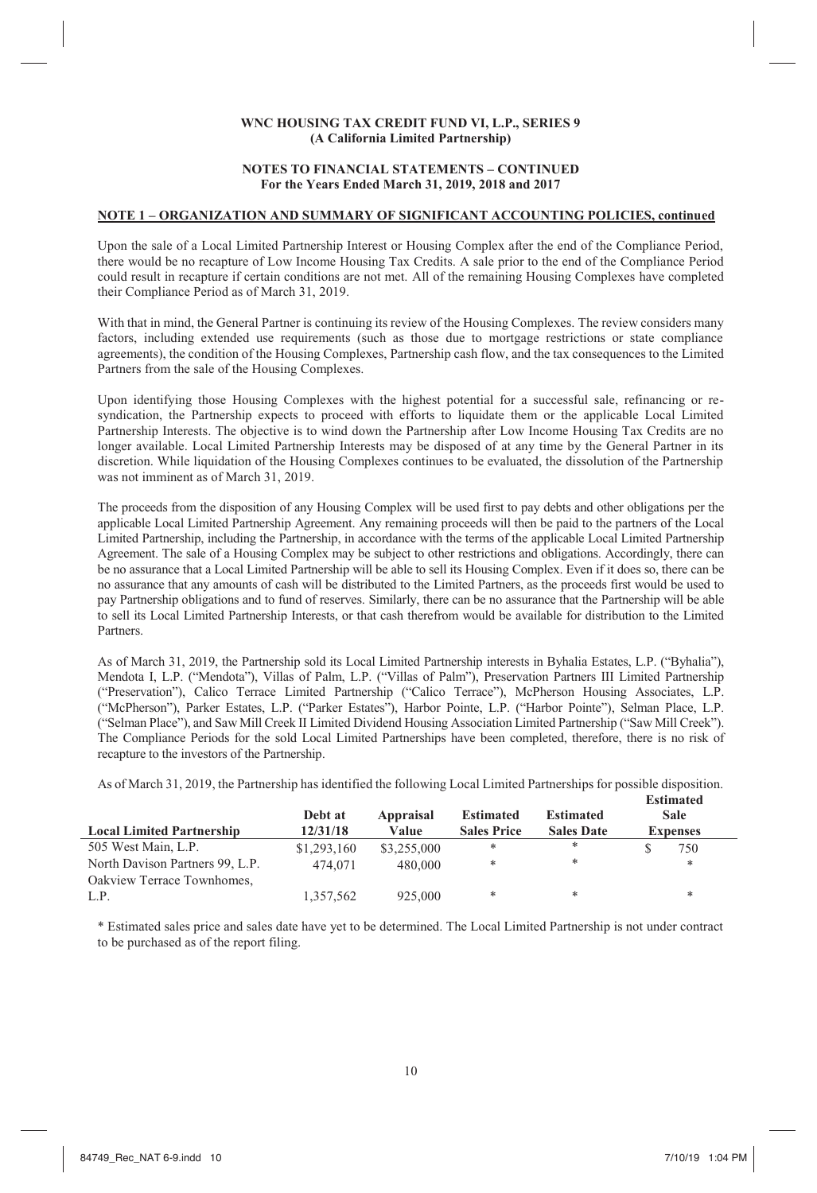**WNC HOUSING TAX CREDIT FUND VI, L.P., SERIES 9**
**(A California Limited Partnership)**

**NOTES TO FINANCIAL STATEMENTS – CONTINUED**
**For the Years Ended March 31, 2019, 2018 and 2017**

**NOTE 1 – ORGANIZATION AND SUMMARY OF SIGNIFICANT ACCOUNTING POLICIES, continued**

Upon the sale of a Local Limited Partnership Interest or Housing Complex after the end of the Compliance Period, there would be no recapture of Low Income Housing Tax Credits. A sale prior to the end of the Compliance Period could result in recapture if certain conditions are not met. All of the remaining Housing Complexes have completed their Compliance Period as of March 31, 2019.

With that in mind, the General Partner is continuing its review of the Housing Complexes. The review considers many factors, including extended use requirements (such as those due to mortgage restrictions or state compliance agreements), the condition of the Housing Complexes, Partnership cash flow, and the tax consequences to the Limited Partners from the sale of the Housing Complexes.

Upon identifying those Housing Complexes with the highest potential for a successful sale, refinancing or re-syndication, the Partnership expects to proceed with efforts to liquidate them or the applicable Local Limited Partnership Interests. The objective is to wind down the Partnership after Low Income Housing Tax Credits are no longer available. Local Limited Partnership Interests may be disposed of at any time by the General Partner in its discretion. While liquidation of the Housing Complexes continues to be evaluated, the dissolution of the Partnership was not imminent as of March 31, 2019.

The proceeds from the disposition of any Housing Complex will be used first to pay debts and other obligations per the applicable Local Limited Partnership Agreement. Any remaining proceeds will then be paid to the partners of the Local Limited Partnership, including the Partnership, in accordance with the terms of the applicable Local Limited Partnership Agreement. The sale of a Housing Complex may be subject to other restrictions and obligations. Accordingly, there can be no assurance that a Local Limited Partnership will be able to sell its Housing Complex. Even if it does so, there can be no assurance that any amounts of cash will be distributed to the Limited Partners, as the proceeds first would be used to pay Partnership obligations and to fund of reserves. Similarly, there can be no assurance that the Partnership will be able to sell its Local Limited Partnership Interests, or that cash therefrom would be available for distribution to the Limited Partners.

As of March 31, 2019, the Partnership sold its Local Limited Partnership interests in Byhalia Estates, L.P. ("Byhalia"), Mendota I, L.P. ("Mendota"), Villas of Palm, L.P. ("Villas of Palm"), Preservation Partners III Limited Partnership ("Preservation"), Calico Terrace Limited Partnership ("Calico Terrace"), McPherson Housing Associates, L.P. ("McPherson"), Parker Estates, L.P. ("Parker Estates"), Harbor Pointe, L.P. ("Harbor Pointe"), Selman Place, L.P. ("Selman Place"), and Saw Mill Creek II Limited Dividend Housing Association Limited Partnership ("Saw Mill Creek"). The Compliance Periods for the sold Local Limited Partnerships have been completed, therefore, there is no risk of recapture to the investors of the Partnership.

As of March 31, 2019, the Partnership has identified the following Local Limited Partnerships for possible disposition.

| Local Limited Partnership | Debt at 12/31/18 | Appraisal Value | Estimated Sales Price | Estimated Sales Date | Estimated Sale Expenses |
|---|---|---|---|---|---|
| 505 West Main, L.P. | $1,293,160 | $3,255,000 | * | * | $ 750 |
| North Davison Partners 99, L.P. | 474,071 | 480,000 | * | * | * |
| Oakview Terrace Townhomes, L.P. | 1,357,562 | 925,000 | * | * | * |

\* Estimated sales price and sales date have yet to be determined. The Local Limited Partnership is not under contract to be purchased as of the report filing.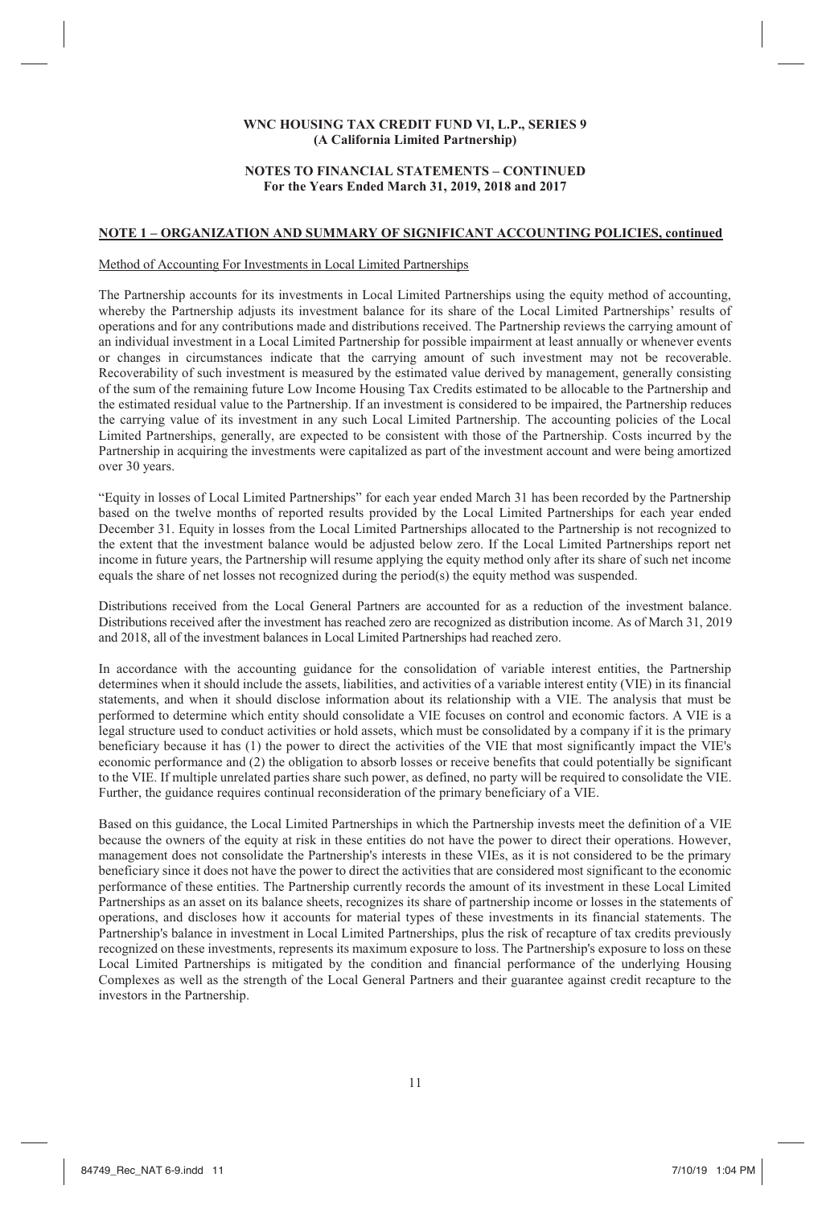**WNC HOUSING TAX CREDIT FUND VI, L.P., SERIES 9**
**(A California Limited Partnership)**

**NOTES TO FINANCIAL STATEMENTS – CONTINUED**
**For the Years Ended March 31, 2019, 2018 and 2017**

## NOTE 1 – ORGANIZATION AND SUMMARY OF SIGNIFICANT ACCOUNTING POLICIES, continued

Method of Accounting For Investments in Local Limited Partnerships

The Partnership accounts for its investments in Local Limited Partnerships using the equity method of accounting, whereby the Partnership adjusts its investment balance for its share of the Local Limited Partnerships' results of operations and for any contributions made and distributions received. The Partnership reviews the carrying amount of an individual investment in a Local Limited Partnership for possible impairment at least annually or whenever events or changes in circumstances indicate that the carrying amount of such investment may not be recoverable. Recoverability of such investment is measured by the estimated value derived by management, generally consisting of the sum of the remaining future Low Income Housing Tax Credits estimated to be allocable to the Partnership and the estimated residual value to the Partnership. If an investment is considered to be impaired, the Partnership reduces the carrying value of its investment in any such Local Limited Partnership. The accounting policies of the Local Limited Partnerships, generally, are expected to be consistent with those of the Partnership. Costs incurred by the Partnership in acquiring the investments were capitalized as part of the investment account and were being amortized over 30 years.

"Equity in losses of Local Limited Partnerships" for each year ended March 31 has been recorded by the Partnership based on the twelve months of reported results provided by the Local Limited Partnerships for each year ended December 31. Equity in losses from the Local Limited Partnerships allocated to the Partnership is not recognized to the extent that the investment balance would be adjusted below zero. If the Local Limited Partnerships report net income in future years, the Partnership will resume applying the equity method only after its share of such net income equals the share of net losses not recognized during the period(s) the equity method was suspended.

Distributions received from the Local General Partners are accounted for as a reduction of the investment balance. Distributions received after the investment has reached zero are recognized as distribution income. As of March 31, 2019 and 2018, all of the investment balances in Local Limited Partnerships had reached zero.

In accordance with the accounting guidance for the consolidation of variable interest entities, the Partnership determines when it should include the assets, liabilities, and activities of a variable interest entity (VIE) in its financial statements, and when it should disclose information about its relationship with a VIE. The analysis that must be performed to determine which entity should consolidate a VIE focuses on control and economic factors. A VIE is a legal structure used to conduct activities or hold assets, which must be consolidated by a company if it is the primary beneficiary because it has (1) the power to direct the activities of the VIE that most significantly impact the VIE's economic performance and (2) the obligation to absorb losses or receive benefits that could potentially be significant to the VIE. If multiple unrelated parties share such power, as defined, no party will be required to consolidate the VIE. Further, the guidance requires continual reconsideration of the primary beneficiary of a VIE.

Based on this guidance, the Local Limited Partnerships in which the Partnership invests meet the definition of a VIE because the owners of the equity at risk in these entities do not have the power to direct their operations. However, management does not consolidate the Partnership's interests in these VIEs, as it is not considered to be the primary beneficiary since it does not have the power to direct the activities that are considered most significant to the economic performance of these entities. The Partnership currently records the amount of its investment in these Local Limited Partnerships as an asset on its balance sheets, recognizes its share of partnership income or losses in the statements of operations, and discloses how it accounts for material types of these investments in its financial statements. The Partnership's balance in investment in Local Limited Partnerships, plus the risk of recapture of tax credits previously recognized on these investments, represents its maximum exposure to loss. The Partnership's exposure to loss on these Local Limited Partnerships is mitigated by the condition and financial performance of the underlying Housing Complexes as well as the strength of the Local General Partners and their guarantee against credit recapture to the investors in the Partnership.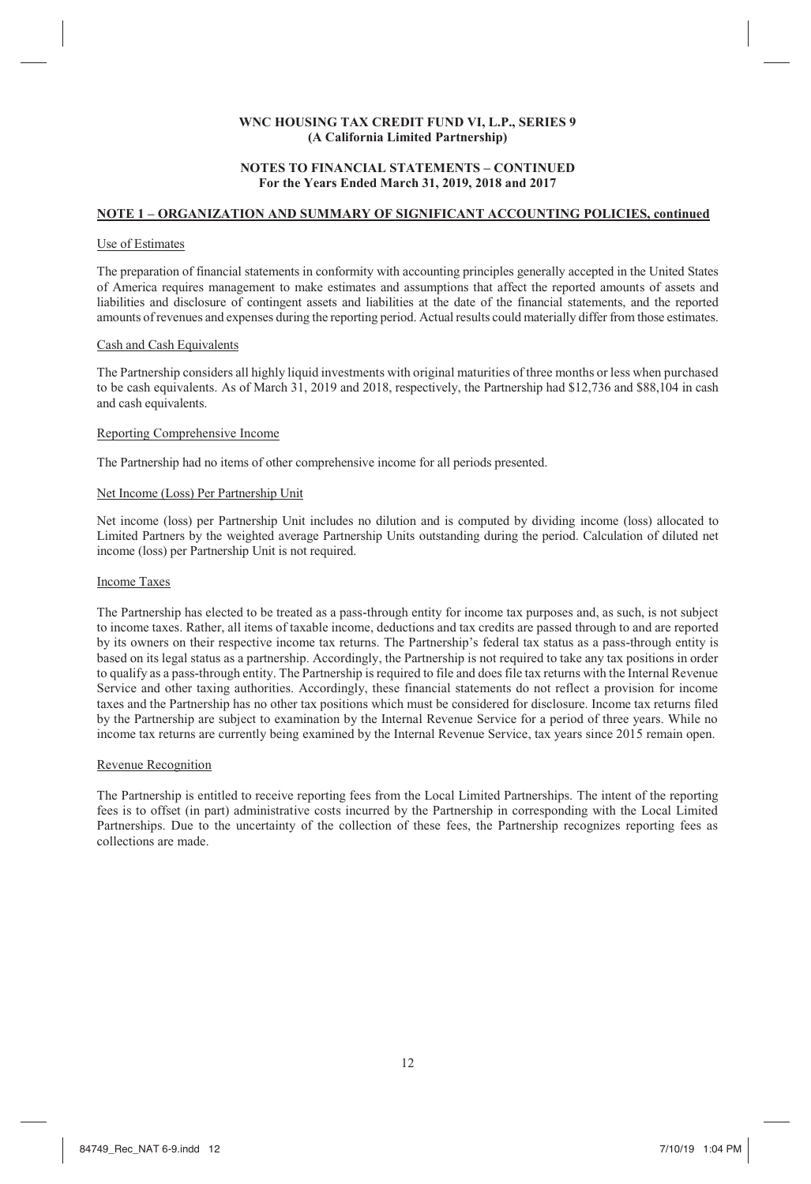**WNC HOUSING TAX CREDIT FUND VI, L.P., SERIES 9**
**(A California Limited Partnership)**

**NOTES TO FINANCIAL STATEMENTS – CONTINUED**
**For the Years Ended March 31, 2019, 2018 and 2017**

## NOTE 1 – ORGANIZATION AND SUMMARY OF SIGNIFICANT ACCOUNTING POLICIES, continued

### Use of Estimates

The preparation of financial statements in conformity with accounting principles generally accepted in the United States of America requires management to make estimates and assumptions that affect the reported amounts of assets and liabilities and disclosure of contingent assets and liabilities at the date of the financial statements, and the reported amounts of revenues and expenses during the reporting period. Actual results could materially differ from those estimates.

### Cash and Cash Equivalents

The Partnership considers all highly liquid investments with original maturities of three months or less when purchased to be cash equivalents. As of March 31, 2019 and 2018, respectively, the Partnership had $12,736 and $88,104 in cash and cash equivalents.

### Reporting Comprehensive Income

The Partnership had no items of other comprehensive income for all periods presented.

### Net Income (Loss) Per Partnership Unit

Net income (loss) per Partnership Unit includes no dilution and is computed by dividing income (loss) allocated to Limited Partners by the weighted average Partnership Units outstanding during the period. Calculation of diluted net income (loss) per Partnership Unit is not required.

### Income Taxes

The Partnership has elected to be treated as a pass-through entity for income tax purposes and, as such, is not subject to income taxes. Rather, all items of taxable income, deductions and tax credits are passed through to and are reported by its owners on their respective income tax returns. The Partnership's federal tax status as a pass-through entity is based on its legal status as a partnership. Accordingly, the Partnership is not required to take any tax positions in order to qualify as a pass-through entity. The Partnership is required to file and does file tax returns with the Internal Revenue Service and other taxing authorities. Accordingly, these financial statements do not reflect a provision for income taxes and the Partnership has no other tax positions which must be considered for disclosure. Income tax returns filed by the Partnership are subject to examination by the Internal Revenue Service for a period of three years. While no income tax returns are currently being examined by the Internal Revenue Service, tax years since 2015 remain open.

### Revenue Recognition

The Partnership is entitled to receive reporting fees from the Local Limited Partnerships. The intent of the reporting fees is to offset (in part) administrative costs incurred by the Partnership in corresponding with the Local Limited Partnerships. Due to the uncertainty of the collection of these fees, the Partnership recognizes reporting fees as collections are made.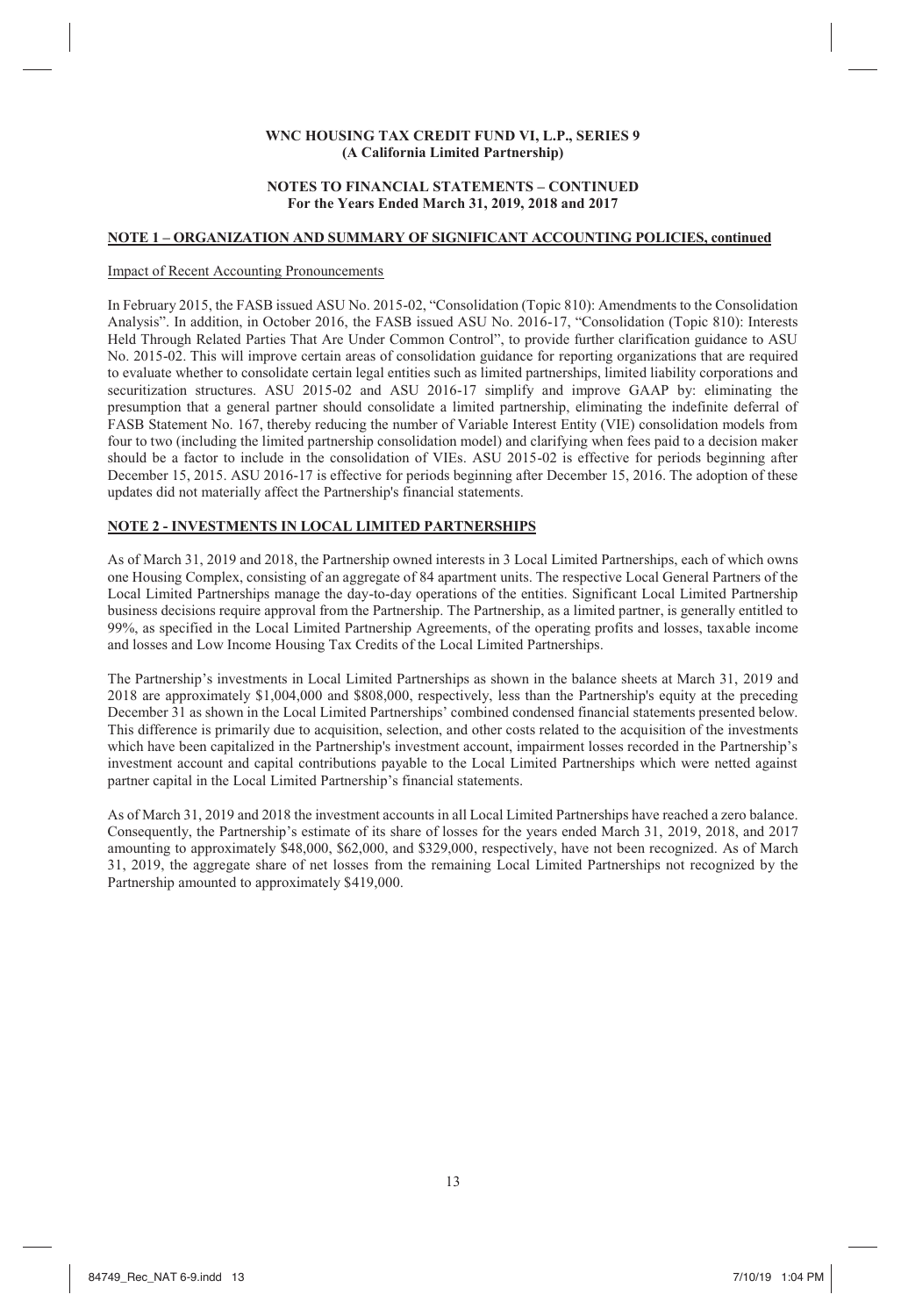**WNC HOUSING TAX CREDIT FUND VI, L.P., SERIES 9**
**(A California Limited Partnership)**

**NOTES TO FINANCIAL STATEMENTS – CONTINUED**
**For the Years Ended March 31, 2019, 2018 and 2017**

## NOTE 1 – ORGANIZATION AND SUMMARY OF SIGNIFICANT ACCOUNTING POLICIES, continued

Impact of Recent Accounting Pronouncements

In February 2015, the FASB issued ASU No. 2015-02, "Consolidation (Topic 810): Amendments to the Consolidation Analysis". In addition, in October 2016, the FASB issued ASU No. 2016-17, "Consolidation (Topic 810): Interests Held Through Related Parties That Are Under Common Control", to provide further clarification guidance to ASU No. 2015-02. This will improve certain areas of consolidation guidance for reporting organizations that are required to evaluate whether to consolidate certain legal entities such as limited partnerships, limited liability corporations and securitization structures. ASU 2015-02 and ASU 2016-17 simplify and improve GAAP by: eliminating the presumption that a general partner should consolidate a limited partnership, eliminating the indefinite deferral of FASB Statement No. 167, thereby reducing the number of Variable Interest Entity (VIE) consolidation models from four to two (including the limited partnership consolidation model) and clarifying when fees paid to a decision maker should be a factor to include in the consolidation of VIEs. ASU 2015-02 is effective for periods beginning after December 15, 2015. ASU 2016-17 is effective for periods beginning after December 15, 2016. The adoption of these updates did not materially affect the Partnership's financial statements.

## NOTE 2 - INVESTMENTS IN LOCAL LIMITED PARTNERSHIPS

As of March 31, 2019 and 2018, the Partnership owned interests in 3 Local Limited Partnerships, each of which owns one Housing Complex, consisting of an aggregate of 84 apartment units. The respective Local General Partners of the Local Limited Partnerships manage the day-to-day operations of the entities. Significant Local Limited Partnership business decisions require approval from the Partnership. The Partnership, as a limited partner, is generally entitled to 99%, as specified in the Local Limited Partnership Agreements, of the operating profits and losses, taxable income and losses and Low Income Housing Tax Credits of the Local Limited Partnerships.

The Partnership's investments in Local Limited Partnerships as shown in the balance sheets at March 31, 2019 and 2018 are approximately $1,004,000 and $808,000, respectively, less than the Partnership's equity at the preceding December 31 as shown in the Local Limited Partnerships' combined condensed financial statements presented below. This difference is primarily due to acquisition, selection, and other costs related to the acquisition of the investments which have been capitalized in the Partnership's investment account, impairment losses recorded in the Partnership's investment account and capital contributions payable to the Local Limited Partnerships which were netted against partner capital in the Local Limited Partnership's financial statements.

As of March 31, 2019 and 2018 the investment accounts in all Local Limited Partnerships have reached a zero balance. Consequently, the Partnership's estimate of its share of losses for the years ended March 31, 2019, 2018, and 2017 amounting to approximately $48,000, $62,000, and $329,000, respectively, have not been recognized. As of March 31, 2019, the aggregate share of net losses from the remaining Local Limited Partnerships not recognized by the Partnership amounted to approximately $419,000.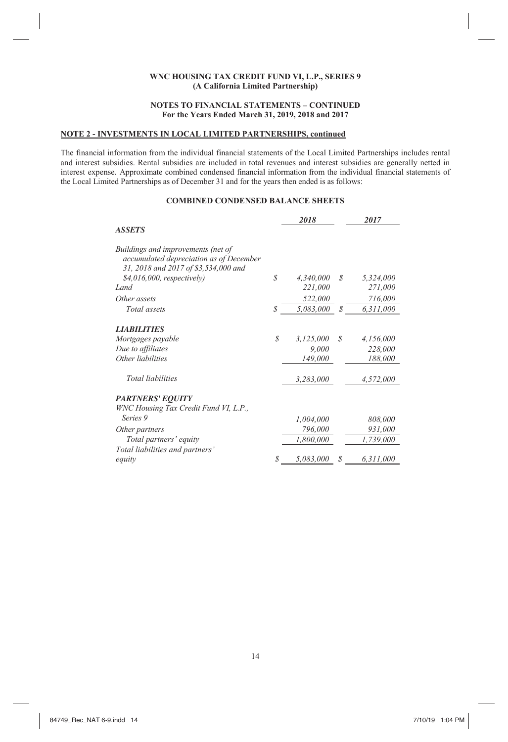**WNC HOUSING TAX CREDIT FUND VI, L.P., SERIES 9**
**(A California Limited Partnership)**

**NOTES TO FINANCIAL STATEMENTS – CONTINUED**
**For the Years Ended March 31, 2019, 2018 and 2017**

**NOTE 2 - INVESTMENTS IN LOCAL LIMITED PARTNERSHIPS, continued**

The financial information from the individual financial statements of the Local Limited Partnerships includes rental and interest subsidies. Rental subsidies are included in total revenues and interest subsidies are generally netted in interest expense. Approximate combined condensed financial information from the individual financial statements of the Local Limited Partnerships as of December 31 and for the years then ended is as follows:

**COMBINED CONDENSED BALANCE SHEETS**

| | 2018 | 2017 |
|---|---|---|
| ***ASSETS*** | | |
| *Buildings and improvements (net of accumulated depreciation as of December 31, 2018 and 2017 of $3,534,000 and $4,016,000, respectively)* | $ 4,340,000 | $ 5,324,000 |
| *Land* | 221,000 | 271,000 |
| *Other assets* | 522,000 | 716,000 |
| *Total assets* | $ 5,083,000 | $ 6,311,000 |
| ***LIABILITIES*** | | |
| *Mortgages payable* | $ 3,125,000 | $ 4,156,000 |
| *Due to affiliates* | 9,000 | 228,000 |
| *Other liabilities* | 149,000 | 188,000 |
| *Total liabilities* | 3,283,000 | 4,572,000 |
| ***PARTNERS' EQUITY*** | | |
| *WNC Housing Tax Credit Fund VI, L.P., Series 9* | 1,004,000 | 808,000 |
| *Other partners* | 796,000 | 931,000 |
| *Total partners' equity* | 1,800,000 | 1,739,000 |
| *Total liabilities and partners' equity* | $ 5,083,000 | $ 6,311,000 |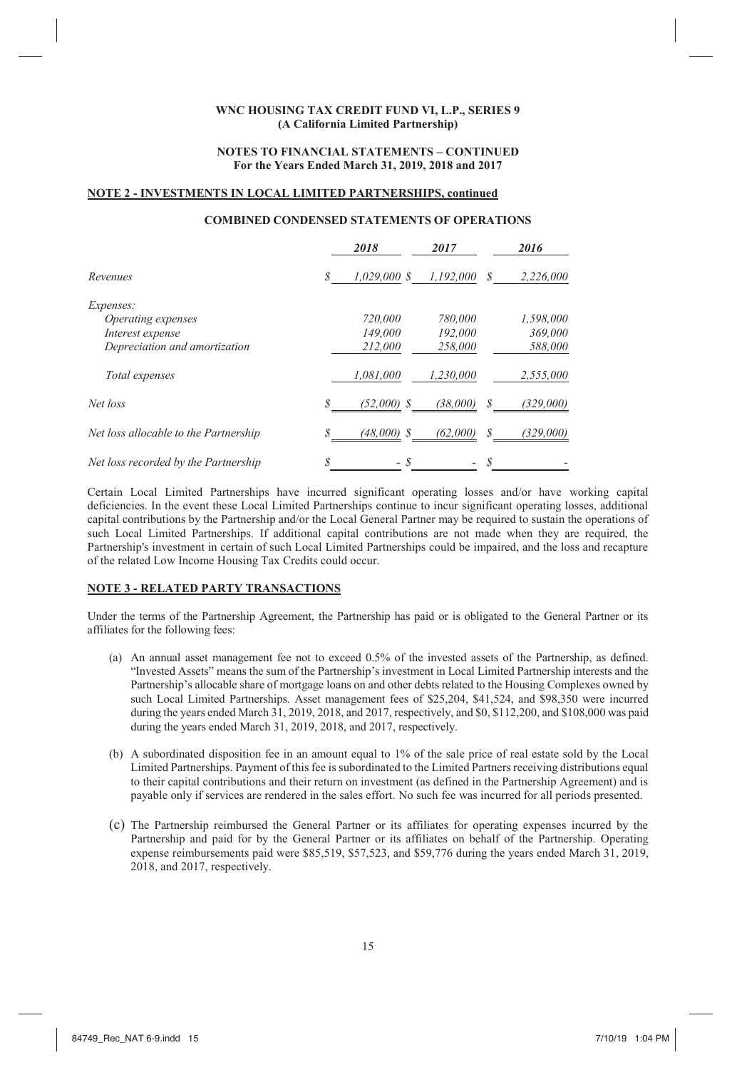**WNC HOUSING TAX CREDIT FUND VI, L.P., SERIES 9**
**(A California Limited Partnership)**

**NOTES TO FINANCIAL STATEMENTS – CONTINUED**
**For the Years Ended March 31, 2019, 2018 and 2017**

**NOTE 2 - INVESTMENTS IN LOCAL LIMITED PARTNERSHIPS, continued**

**COMBINED CONDENSED STATEMENTS OF OPERATIONS**

| | *2018* | *2017* | *2016* |
|---|---|---|---|
| *Revenues* | *$ 1,029,000* | *$ 1,192,000* | *$ 2,226,000* |
| *Expenses:* | | | |
| *Operating expenses* | *720,000* | *780,000* | *1,598,000* |
| *Interest expense* | *149,000* | *192,000* | *369,000* |
| *Depreciation and amortization* | *212,000* | *258,000* | *588,000* |
| *Total expenses* | *1,081,000* | *1,230,000* | *2,555,000* |
| *Net loss* | *$ (52,000)* | *$ (38,000)* | *$ (329,000)* |
| *Net loss allocable to the Partnership* | *$ (48,000)* | *$ (62,000)* | *$ (329,000)* |
| *Net loss recorded by the Partnership* | *$ -* | *$ -* | *$ -* |

Certain Local Limited Partnerships have incurred significant operating losses and/or have working capital deficiencies. In the event these Local Limited Partnerships continue to incur significant operating losses, additional capital contributions by the Partnership and/or the Local General Partner may be required to sustain the operations of such Local Limited Partnerships. If additional capital contributions are not made when they are required, the Partnership's investment in certain of such Local Limited Partnerships could be impaired, and the loss and recapture of the related Low Income Housing Tax Credits could occur.

**NOTE 3 - RELATED PARTY TRANSACTIONS**

Under the terms of the Partnership Agreement, the Partnership has paid or is obligated to the General Partner or its affiliates for the following fees:

(a) An annual asset management fee not to exceed 0.5% of the invested assets of the Partnership, as defined. "Invested Assets" means the sum of the Partnership's investment in Local Limited Partnership interests and the Partnership's allocable share of mortgage loans on and other debts related to the Housing Complexes owned by such Local Limited Partnerships. Asset management fees of $25,204, $41,524, and $98,350 were incurred during the years ended March 31, 2019, 2018, and 2017, respectively, and $0, $112,200, and $108,000 was paid during the years ended March 31, 2019, 2018, and 2017, respectively.

(b) A subordinated disposition fee in an amount equal to 1% of the sale price of real estate sold by the Local Limited Partnerships. Payment of this fee is subordinated to the Limited Partners receiving distributions equal to their capital contributions and their return on investment (as defined in the Partnership Agreement) and is payable only if services are rendered in the sales effort. No such fee was incurred for all periods presented.

(c) The Partnership reimbursed the General Partner or its affiliates for operating expenses incurred by the Partnership and paid for by the General Partner or its affiliates on behalf of the Partnership. Operating expense reimbursements paid were $85,519, $57,523, and $59,776 during the years ended March 31, 2019, 2018, and 2017, respectively.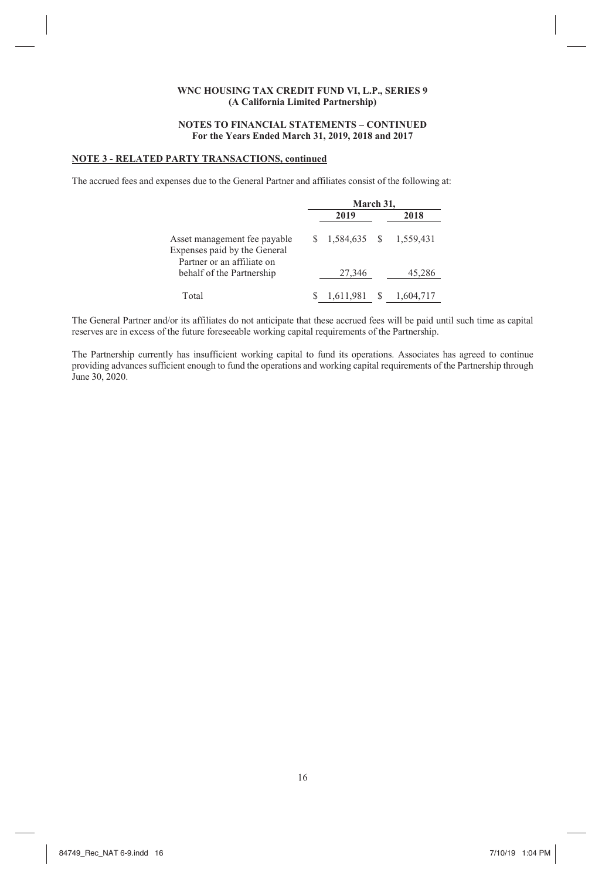**WNC HOUSING TAX CREDIT FUND VI, L.P., SERIES 9**
**(A California Limited Partnership)**

**NOTES TO FINANCIAL STATEMENTS – CONTINUED**
**For the Years Ended March 31, 2019, 2018 and 2017**

**NOTE 3 - RELATED PARTY TRANSACTIONS, continued**

The accrued fees and expenses due to the General Partner and affiliates consist of the following at:

| | March 31, | |
|---|---|---|
| | 2019 | 2018 |
| Asset management fee payable | $ 1,584,635 | $ 1,559,431 |
| Expenses paid by the General Partner or an affiliate on behalf of the Partnership | 27,346 | 45,286 |
| Total | $ 1,611,981 | $ 1,604,717 |

The General Partner and/or its affiliates do not anticipate that these accrued fees will be paid until such time as capital reserves are in excess of the future foreseeable working capital requirements of the Partnership.

The Partnership currently has insufficient working capital to fund its operations. Associates has agreed to continue providing advances sufficient enough to fund the operations and working capital requirements of the Partnership through June 30, 2020.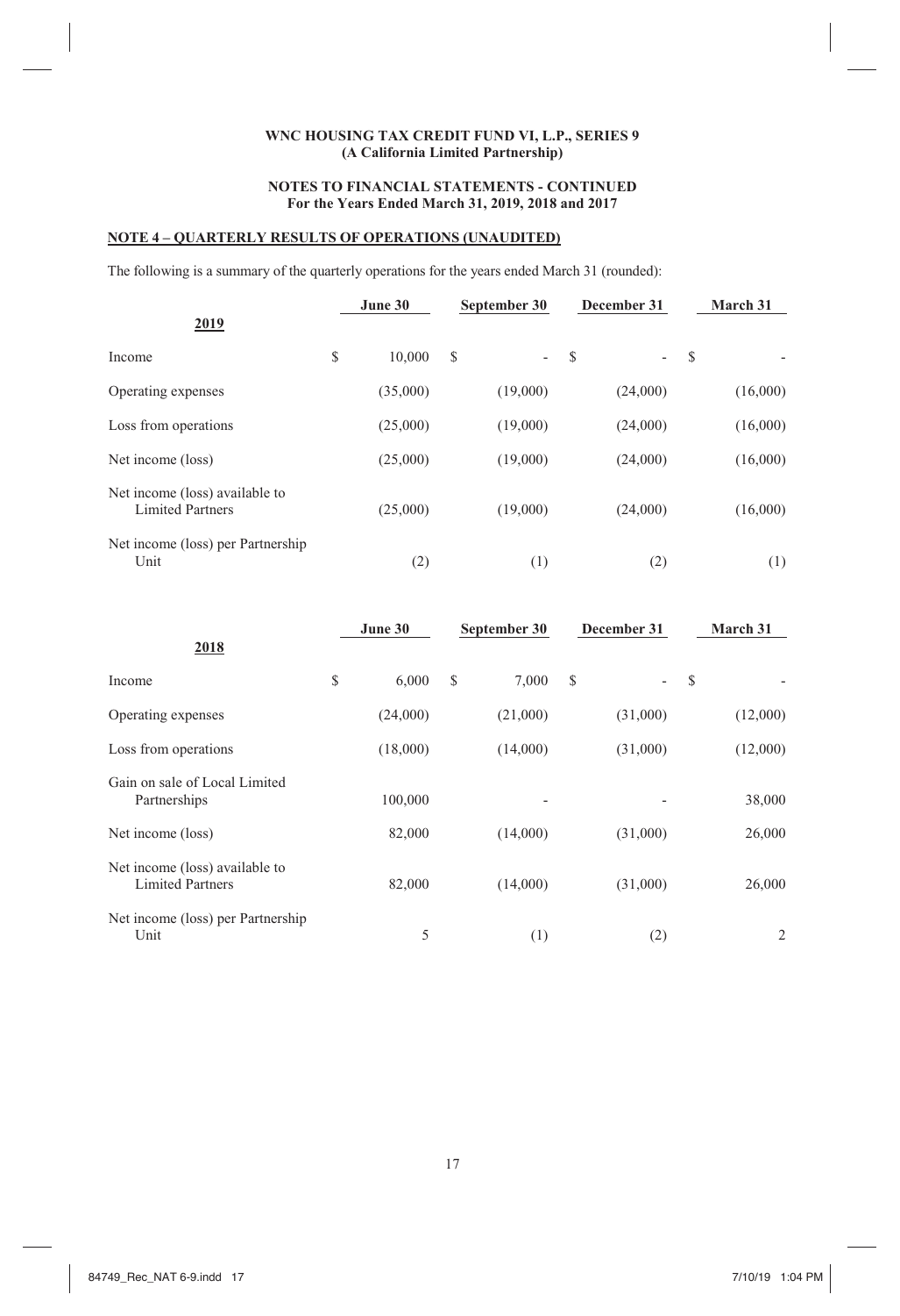**WNC HOUSING TAX CREDIT FUND VI, L.P., SERIES 9**
**(A California Limited Partnership)**

**NOTES TO FINANCIAL STATEMENTS - CONTINUED**
**For the Years Ended March 31, 2019, 2018 and 2017**

## NOTE 4 – QUARTERLY RESULTS OF OPERATIONS (UNAUDITED)

The following is a summary of the quarterly operations for the years ended March 31 (rounded):

| 2019 | June 30 | September 30 | December 31 | March 31 |
|---|---|---|---|---|
| Income | $ 10,000 | $ - | $ - | $ - |
| Operating expenses | (35,000) | (19,000) | (24,000) | (16,000) |
| Loss from operations | (25,000) | (19,000) | (24,000) | (16,000) |
| Net income (loss) | (25,000) | (19,000) | (24,000) | (16,000) |
| Net income (loss) available to Limited Partners | (25,000) | (19,000) | (24,000) | (16,000) |
| Net income (loss) per Partnership Unit | (2) | (1) | (2) | (1) |

| 2018 | June 30 | September 30 | December 31 | March 31 |
|---|---|---|---|---|
| Income | $ 6,000 | $ 7,000 | $ - | $ - |
| Operating expenses | (24,000) | (21,000) | (31,000) | (12,000) |
| Loss from operations | (18,000) | (14,000) | (31,000) | (12,000) |
| Gain on sale of Local Limited Partnerships | 100,000 | - | - | 38,000 |
| Net income (loss) | 82,000 | (14,000) | (31,000) | 26,000 |
| Net income (loss) available to Limited Partners | 82,000 | (14,000) | (31,000) | 26,000 |
| Net income (loss) per Partnership Unit | 5 | (1) | (2) | 2 |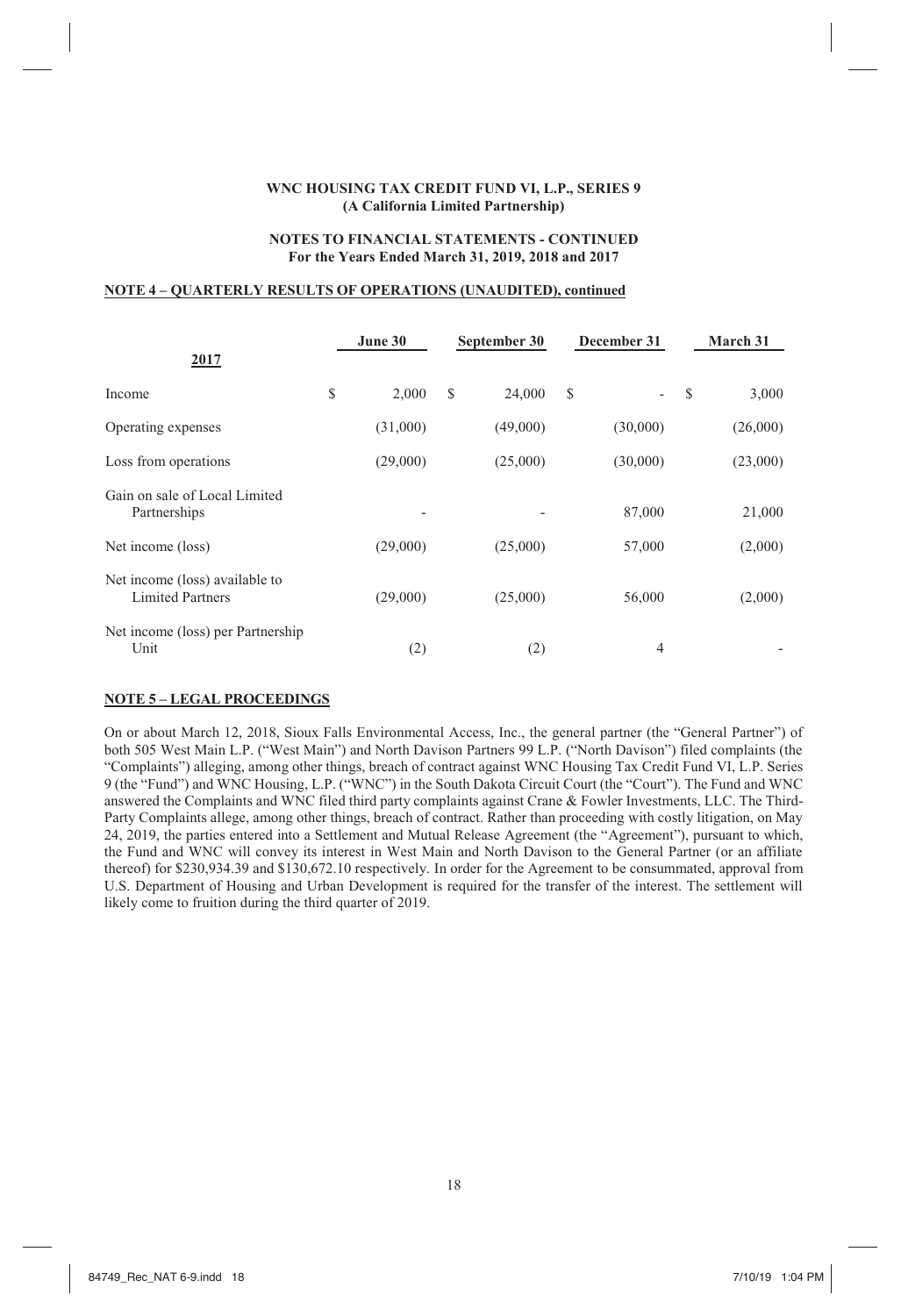**WNC HOUSING TAX CREDIT FUND VI, L.P., SERIES 9**
**(A California Limited Partnership)**

**NOTES TO FINANCIAL STATEMENTS - CONTINUED**
**For the Years Ended March 31, 2019, 2018 and 2017**

**NOTE 4 – QUARTERLY RESULTS OF OPERATIONS (UNAUDITED), continued**

| 2017 | June 30 | September 30 | December 31 | March 31 |
|---|---|---|---|---|
| Income | $ 2,000 | $ 24,000 | $ - | $ 3,000 |
| Operating expenses | (31,000) | (49,000) | (30,000) | (26,000) |
| Loss from operations | (29,000) | (25,000) | (30,000) | (23,000) |
| Gain on sale of Local Limited Partnerships | - | - | 87,000 | 21,000 |
| Net income (loss) | (29,000) | (25,000) | 57,000 | (2,000) |
| Net income (loss) available to Limited Partners | (29,000) | (25,000) | 56,000 | (2,000) |
| Net income (loss) per Partnership Unit | (2) | (2) | 4 | - |

**NOTE 5 – LEGAL PROCEEDINGS**

On or about March 12, 2018, Sioux Falls Environmental Access, Inc., the general partner (the "General Partner") of both 505 West Main L.P. ("West Main") and North Davison Partners 99 L.P. ("North Davison") filed complaints (the "Complaints") alleging, among other things, breach of contract against WNC Housing Tax Credit Fund VI, L.P. Series 9 (the "Fund") and WNC Housing, L.P. ("WNC") in the South Dakota Circuit Court (the "Court"). The Fund and WNC answered the Complaints and WNC filed third party complaints against Crane & Fowler Investments, LLC. The Third-Party Complaints allege, among other things, breach of contract. Rather than proceeding with costly litigation, on May 24, 2019, the parties entered into a Settlement and Mutual Release Agreement (the "Agreement"), pursuant to which, the Fund and WNC will convey its interest in West Main and North Davison to the General Partner (or an affiliate thereof) for $230,934.39 and $130,672.10 respectively. In order for the Agreement to be consummated, approval from U.S. Department of Housing and Urban Development is required for the transfer of the interest. The settlement will likely come to fruition during the third quarter of 2019.